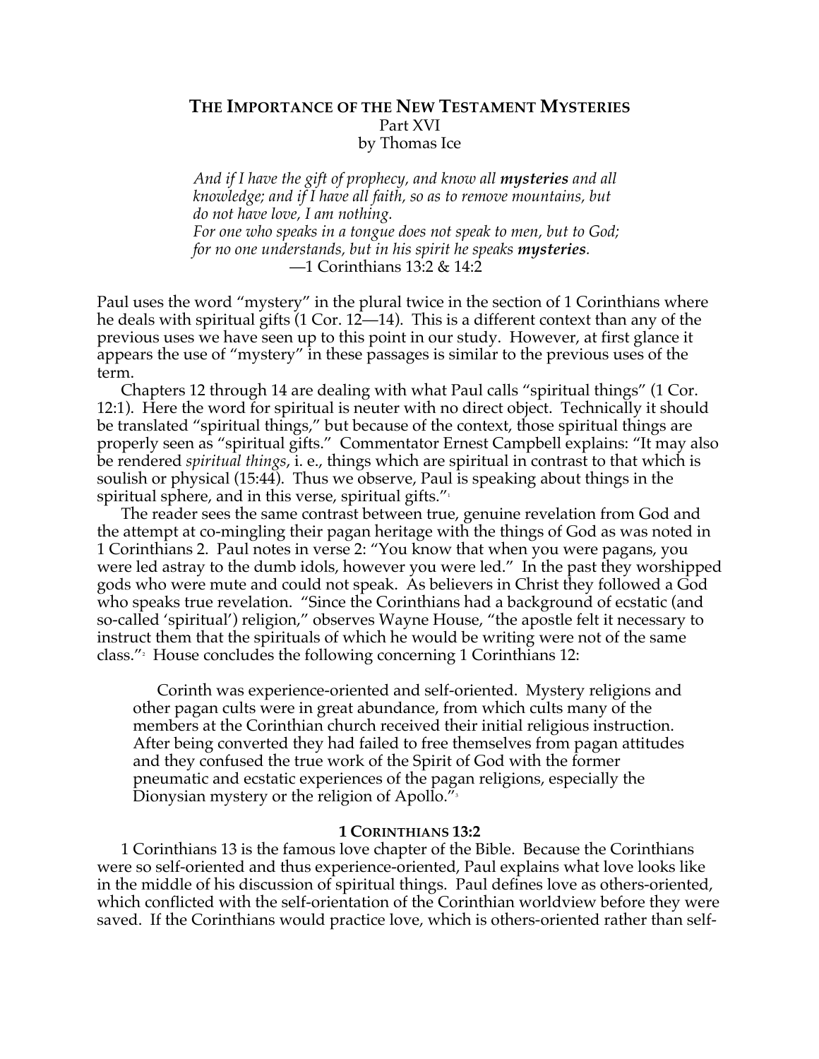# THE IMPORTANCE OF THE NEW TESTAMENT MYSTERIES

Part XVI

by Thomas Ice

> *And if I have the gift of prophecy, and know all **mysteries** and all knowledge; and if I have all faith, so as to remove mountains, but do not have love, I am nothing.*
> *For one who speaks in a tongue does not speak to men, but to God; for no one understands, but in his spirit he speaks **mysteries**.*
> —1 Corinthians 13:2 & 14:2

Paul uses the word "mystery" in the plural twice in the section of 1 Corinthians where he deals with spiritual gifts (1 Cor. 12—14). This is a different context than any of the previous uses we have seen up to this point in our study. However, at first glance it appears the use of "mystery" in these passages is similar to the previous uses of the term.

Chapters 12 through 14 are dealing with what Paul calls "spiritual things" (1 Cor. 12:1). Here the word for spiritual is neuter with no direct object. Technically it should be translated "spiritual things," but because of the context, those spiritual things are properly seen as "spiritual gifts." Commentator Ernest Campbell explains: "It may also be rendered *spiritual things*, i. e., things which are spiritual in contrast to that which is soulish or physical (15:44). Thus we observe, Paul is speaking about things in the spiritual sphere, and in this verse, spiritual gifts."[1]

The reader sees the same contrast between true, genuine revelation from God and the attempt at co-mingling their pagan heritage with the things of God as was noted in 1 Corinthians 2. Paul notes in verse 2: "You know that when you were pagans, you were led astray to the dumb idols, however you were led." In the past they worshipped gods who were mute and could not speak. As believers in Christ they followed a God who speaks true revelation. "Since the Corinthians had a background of ecstatic (and so-called 'spiritual') religion," observes Wayne House, "the apostle felt it necessary to instruct them that the spirituals of which he would be writing were not of the same class."[2] House concludes the following concerning 1 Corinthians 12:

> Corinth was experience-oriented and self-oriented. Mystery religions and other pagan cults were in great abundance, from which cults many of the members at the Corinthian church received their initial religious instruction. After being converted they had failed to free themselves from pagan attitudes and they confused the true work of the Spirit of God with the former pneumatic and ecstatic experiences of the pagan religions, especially the Dionysian mystery or the religion of Apollo."[3]

## 1 CORINTHIANS 13:2

1 Corinthians 13 is the famous love chapter of the Bible. Because the Corinthians were so self-oriented and thus experience-oriented, Paul explains what love looks like in the middle of his discussion of spiritual things. Paul defines love as others-oriented, which conflicted with the self-orientation of the Corinthian worldview before they were saved. If the Corinthians would practice love, which is others-oriented rather than self-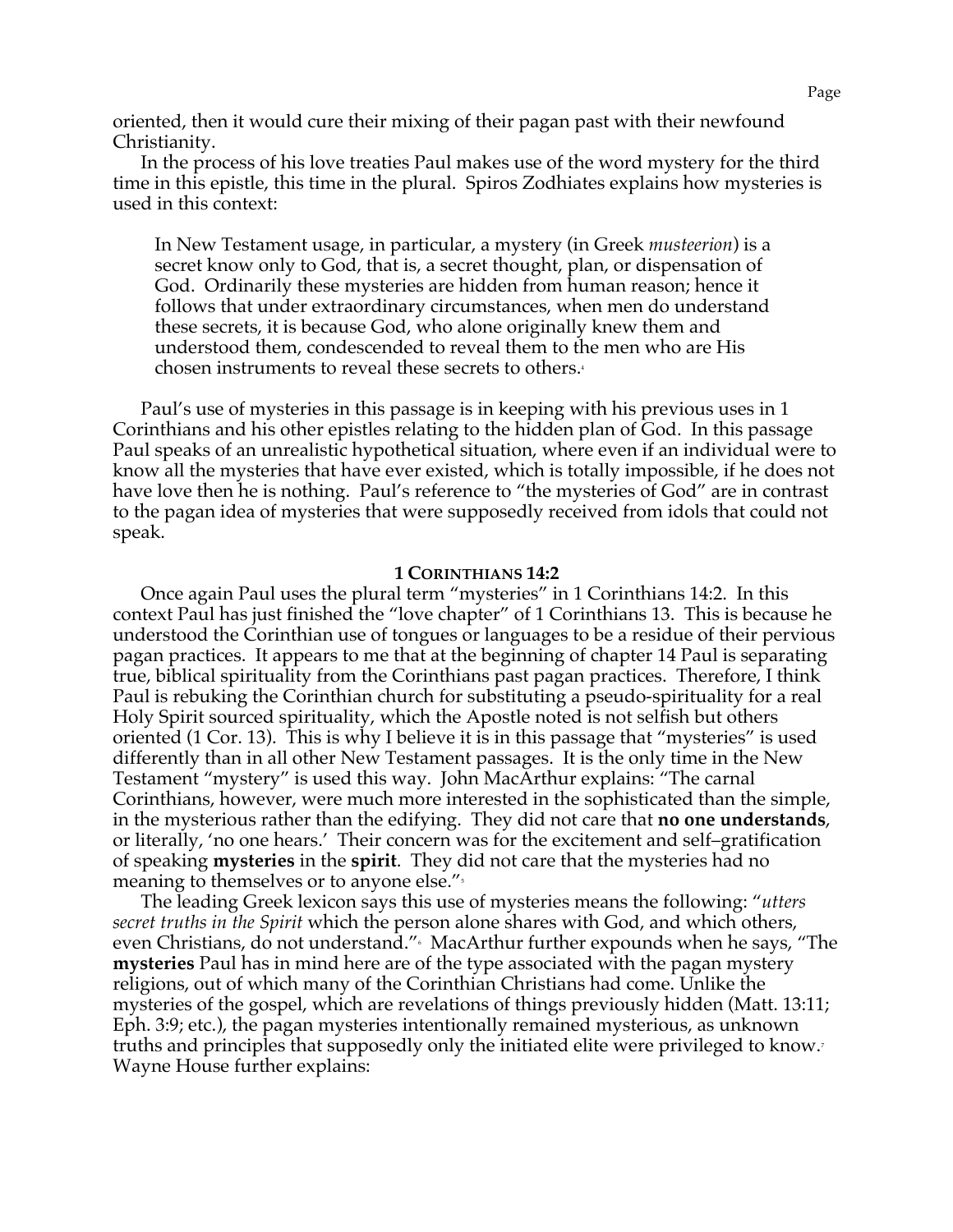oriented, then it would cure their mixing of their pagan past with their newfound Christianity.

In the process of his love treaties Paul makes use of the word mystery for the third time in this epistle, this time in the plural. Spiros Zodhiates explains how mysteries is used in this context:

> In New Testament usage, in particular, a mystery (in Greek *musteerion*) is a secret know only to God, that is, a secret thought, plan, or dispensation of God. Ordinarily these mysteries are hidden from human reason; hence it follows that under extraordinary circumstances, when men do understand these secrets, it is because God, who alone originally knew them and understood them, condescended to reveal them to the men who are His chosen instruments to reveal these secrets to others.[4]

Paul's use of mysteries in this passage is in keeping with his previous uses in 1 Corinthians and his other epistles relating to the hidden plan of God. In this passage Paul speaks of an unrealistic hypothetical situation, where even if an individual were to know all the mysteries that have ever existed, which is totally impossible, if he does not have love then he is nothing. Paul's reference to "the mysteries of God" are in contrast to the pagan idea of mysteries that were supposedly received from idols that could not speak.

### 1 Corinthians 14:2

Once again Paul uses the plural term "mysteries" in 1 Corinthians 14:2. In this context Paul has just finished the "love chapter" of 1 Corinthians 13. This is because he understood the Corinthian use of tongues or languages to be a residue of their pervious pagan practices. It appears to me that at the beginning of chapter 14 Paul is separating true, biblical spirituality from the Corinthians past pagan practices. Therefore, I think Paul is rebuking the Corinthian church for substituting a pseudo-spirituality for a real Holy Spirit sourced spirituality, which the Apostle noted is not selfish but others oriented (1 Cor. 13). This is why I believe it is in this passage that "mysteries" is used differently than in all other New Testament passages. It is the only time in the New Testament "mystery" is used this way. John MacArthur explains: "The carnal Corinthians, however, were much more interested in the sophisticated than the simple, in the mysterious rather than the edifying. They did not care that **no one understands**, or literally, 'no one hears.' Their concern was for the excitement and self–gratification of speaking **mysteries** in the **spirit**. They did not care that the mysteries had no meaning to themselves or to anyone else."[5]

The leading Greek lexicon says this use of mysteries means the following: "*utters secret truths in the Spirit* which the person alone shares with God, and which others, even Christians, do not understand."[6] MacArthur further expounds when he says, "The **mysteries** Paul has in mind here are of the type associated with the pagan mystery religions, out of which many of the Corinthian Christians had come. Unlike the mysteries of the gospel, which are revelations of things previously hidden (Matt. 13:11; Eph. 3:9; etc.), the pagan mysteries intentionally remained mysterious, as unknown truths and principles that supposedly only the initiated elite were privileged to know.[7] Wayne House further explains: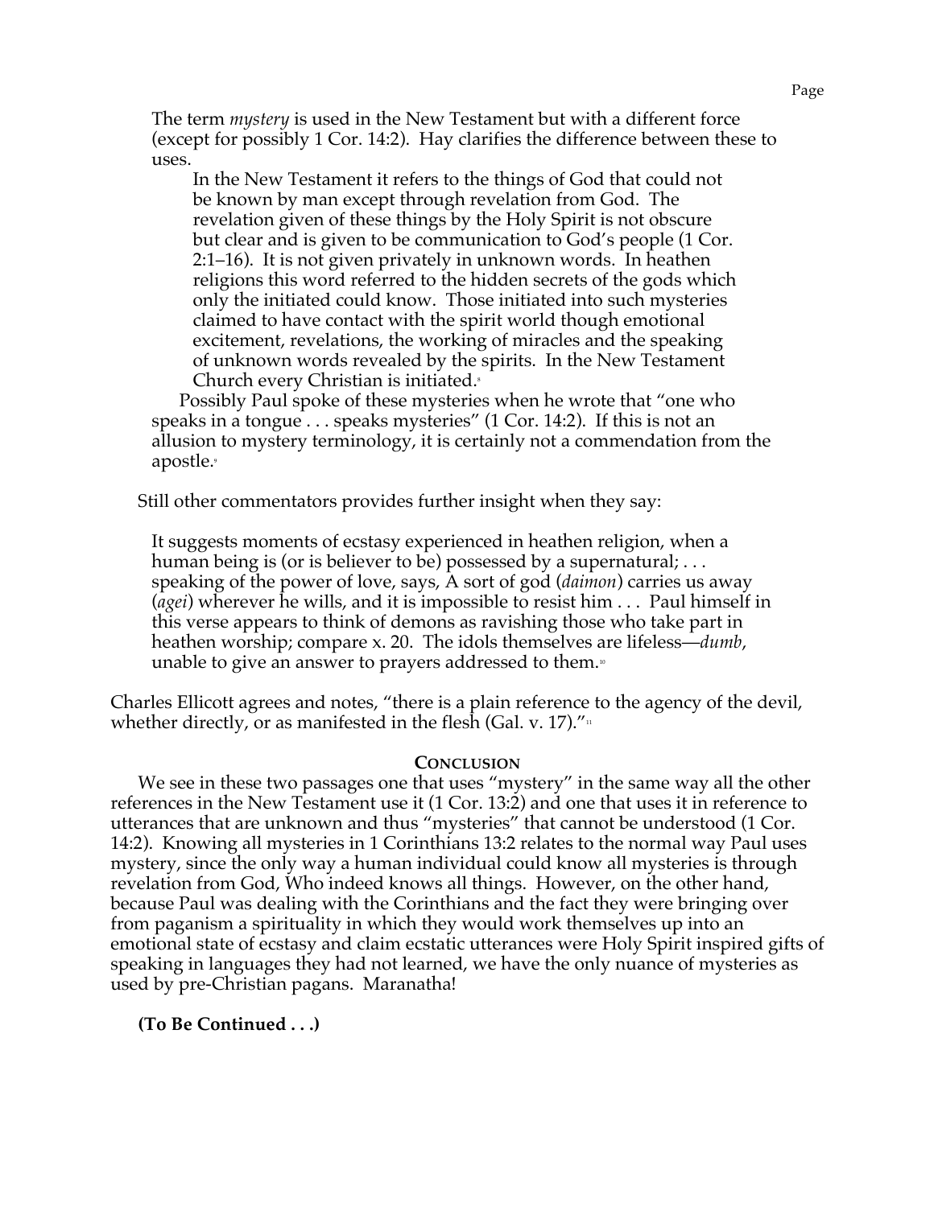The term *mystery* is used in the New Testament but with a different force (except for possibly 1 Cor. 14:2). Hay clarifies the difference between these to uses.

> In the New Testament it refers to the things of God that could not be known by man except through revelation from God. The revelation given of these things by the Holy Spirit is not obscure but clear and is given to be communication to God's people (1 Cor. 2:1–16). It is not given privately in unknown words. In heathen religions this word referred to the hidden secrets of the gods which only the initiated could know. Those initiated into such mysteries claimed to have contact with the spirit world though emotional excitement, revelations, the working of miracles and the speaking of unknown words revealed by the spirits. In the New Testament Church every Christian is initiated.[8]

Possibly Paul spoke of these mysteries when he wrote that "one who speaks in a tongue . . . speaks mysteries" (1 Cor. 14:2). If this is not an allusion to mystery terminology, it is certainly not a commendation from the apostle.[9]

Still other commentators provides further insight when they say:

> It suggests moments of ecstasy experienced in heathen religion, when a human being is (or is believer to be) possessed by a supernatural; . . . speaking of the power of love, says, A sort of god (*daimon*) carries us away (*agei*) wherever he wills, and it is impossible to resist him . . . Paul himself in this verse appears to think of demons as ravishing those who take part in heathen worship; compare x. 20. The idols themselves are lifeless—*dumb*, unable to give an answer to prayers addressed to them.[10]

Charles Ellicott agrees and notes, "there is a plain reference to the agency of the devil, whether directly, or as manifested in the flesh (Gal. v. 17)."[11]

## Conclusion

We see in these two passages one that uses "mystery" in the same way all the other references in the New Testament use it (1 Cor. 13:2) and one that uses it in reference to utterances that are unknown and thus "mysteries" that cannot be understood (1 Cor. 14:2). Knowing all mysteries in 1 Corinthians 13:2 relates to the normal way Paul uses mystery, since the only way a human individual could know all mysteries is through revelation from God, Who indeed knows all things. However, on the other hand, because Paul was dealing with the Corinthians and the fact they were bringing over from paganism a spirituality in which they would work themselves up into an emotional state of ecstasy and claim ecstatic utterances were Holy Spirit inspired gifts of speaking in languages they had not learned, we have the only nuance of mysteries as used by pre-Christian pagans. Maranatha!

**(To Be Continued . . .)**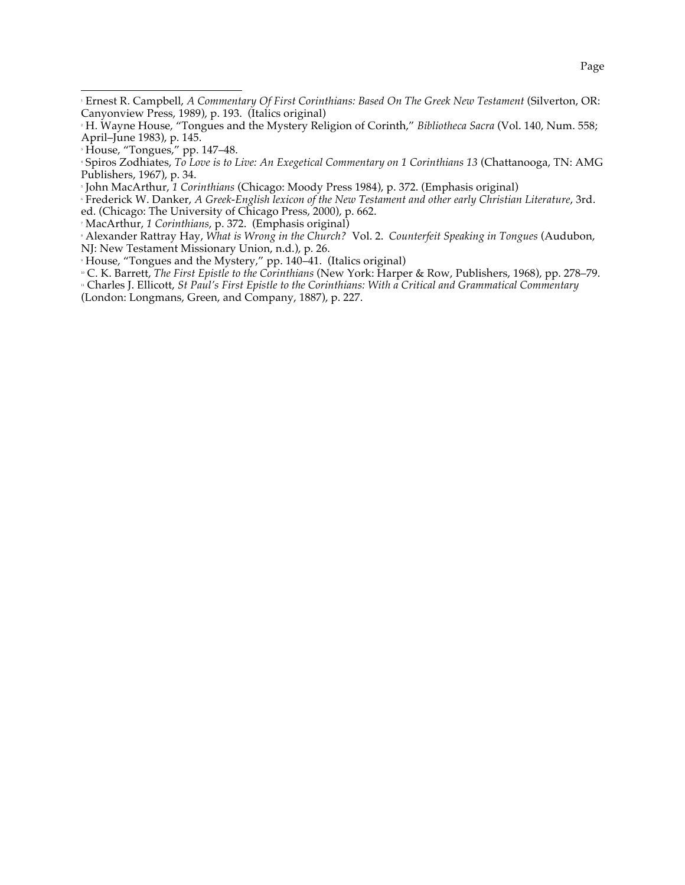[1] Ernest R. Campbell, *A Commentary Of First Corinthians: Based On The Greek New Testament* (Silverton, OR: Canyonview Press, 1989), p. 193. (Italics original)

[2] H. Wayne House, "Tongues and the Mystery Religion of Corinth," *Bibliotheca Sacra* (Vol. 140, Num. 558; April–June 1983), p. 145.

[3] House, "Tongues," pp. 147–48.

[4] Spiros Zodhiates, *To Love is to Live: An Exegetical Commentary on 1 Corinthians 13* (Chattanooga, TN: AMG Publishers, 1967), p. 34.

[5] John MacArthur, *1 Corinthians* (Chicago: Moody Press 1984), p. 372. (Emphasis original)

[6] Frederick W. Danker, *A Greek-English lexicon of the New Testament and other early Christian Literature*, 3rd. ed. (Chicago: The University of Chicago Press, 2000), p. 662.

[7] MacArthur, *1 Corinthians*, p. 372. (Emphasis original)

[8] Alexander Rattray Hay, *What is Wrong in the Church?* Vol. 2. *Counterfeit Speaking in Tongues* (Audubon, NJ: New Testament Missionary Union, n.d.), p. 26.

[9] House, "Tongues and the Mystery," pp. 140–41. (Italics original)

[10] C. K. Barrett, *The First Epistle to the Corinthians* (New York: Harper & Row, Publishers, 1968), pp. 278–79.

[11] Charles J. Ellicott, *St Paul's First Epistle to the Corinthians: With a Critical and Grammatical Commentary* (London: Longmans, Green, and Company, 1887), p. 227.